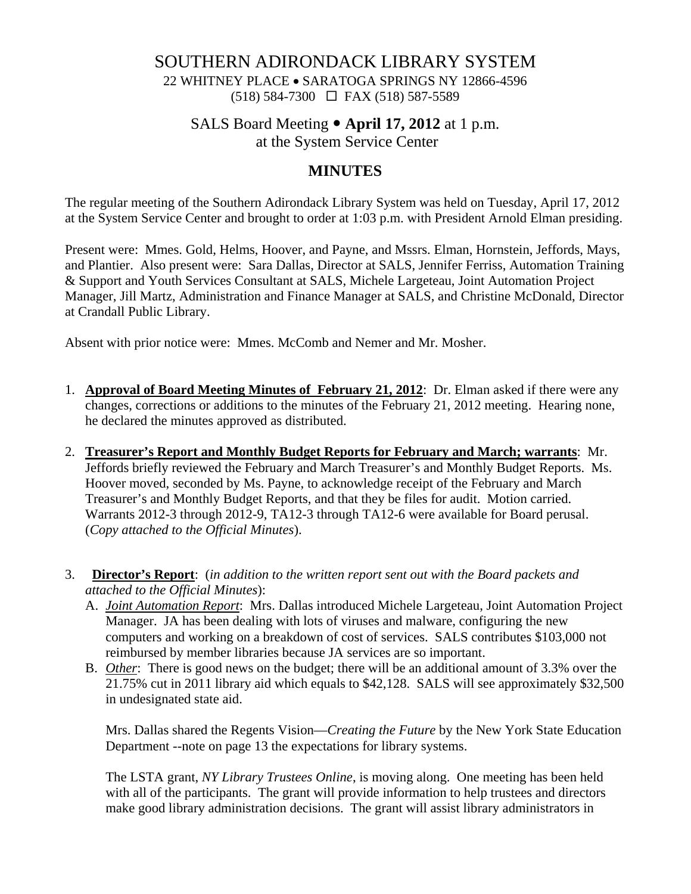# SOUTHERN ADIRONDACK LIBRARY SYSTEM

22 WHITNEY PLACE • SARATOGA SPRINGS NY 12866-4596
(518) 584-7300 ☐ FAX (518) 587-5589

## SALS Board Meeting • **April 17, 2012** at 1 p.m.
## at the System Service Center

## MINUTES

The regular meeting of the Southern Adirondack Library System was held on Tuesday, April 17, 2012 at the System Service Center and brought to order at 1:03 p.m. with President Arnold Elman presiding.

Present were: Mmes. Gold, Helms, Hoover, and Payne, and Mssrs. Elman, Hornstein, Jeffords, Mays, and Plantier. Also present were: Sara Dallas, Director at SALS, Jennifer Ferriss, Automation Training & Support and Youth Services Consultant at SALS, Michele Largeteau, Joint Automation Project Manager, Jill Martz, Administration and Finance Manager at SALS, and Christine McDonald, Director at Crandall Public Library.

Absent with prior notice were: Mmes. McComb and Nemer and Mr. Mosher.

1. **Approval of Board Meeting Minutes of February 21, 2012**: Dr. Elman asked if there were any changes, corrections or additions to the minutes of the February 21, 2012 meeting. Hearing none, he declared the minutes approved as distributed.

2. **Treasurer's Report and Monthly Budget Reports for February and March; warrants**: Mr. Jeffords briefly reviewed the February and March Treasurer's and Monthly Budget Reports. Ms. Hoover moved, seconded by Ms. Payne, to acknowledge receipt of the February and March Treasurer's and Monthly Budget Reports, and that they be files for audit. Motion carried. Warrants 2012-3 through 2012-9, TA12-3 through TA12-6 were available for Board perusal. (*Copy attached to the Official Minutes*).

3. **Director's Report**: (*in addition to the written report sent out with the Board packets and attached to the Official Minutes*):
   A. *Joint Automation Report*: Mrs. Dallas introduced Michele Largeteau, Joint Automation Project Manager. JA has been dealing with lots of viruses and malware, configuring the new computers and working on a breakdown of cost of services. SALS contributes $103,000 not reimbursed by member libraries because JA services are so important.
   B. *Other*: There is good news on the budget; there will be an additional amount of 3.3% over the 21.75% cut in 2011 library aid which equals to $42,128. SALS will see approximately $32,500 in undesignated state aid.

      Mrs. Dallas shared the Regents Vision—*Creating the Future* by the New York State Education Department --note on page 13 the expectations for library systems.

      The LSTA grant, *NY Library Trustees Online*, is moving along. One meeting has been held with all of the participants. The grant will provide information to help trustees and directors make good library administration decisions. The grant will assist library administrators in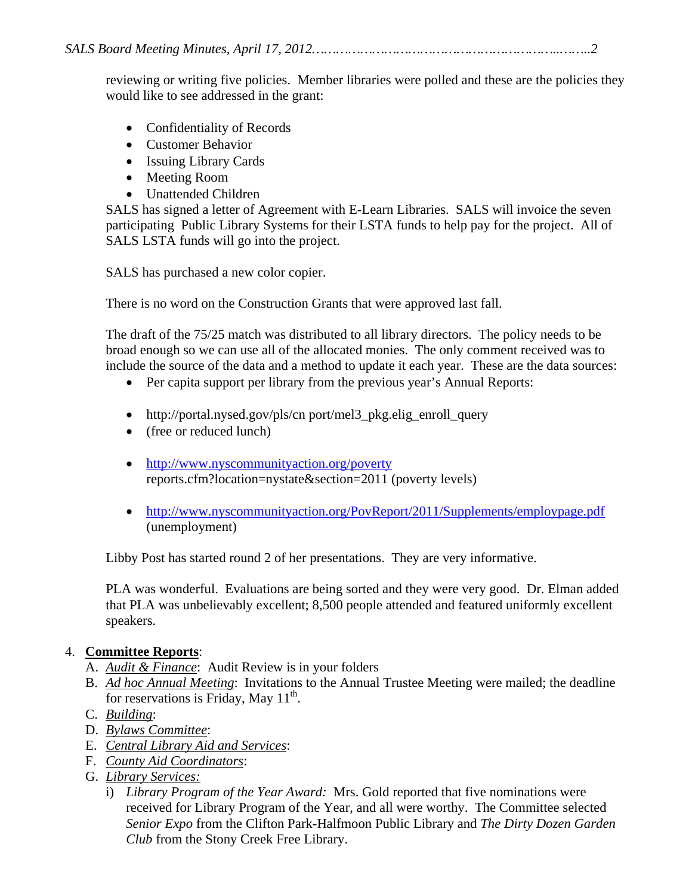reviewing or writing five policies. Member libraries were polled and these are the policies they would like to see addressed in the grant:

- Confidentiality of Records
- Customer Behavior
- Issuing Library Cards
- Meeting Room
- Unattended Children

SALS has signed a letter of Agreement with E-Learn Libraries. SALS will invoice the seven participating Public Library Systems for their LSTA funds to help pay for the project. All of SALS LSTA funds will go into the project.

SALS has purchased a new color copier.

There is no word on the Construction Grants that were approved last fall.

The draft of the 75/25 match was distributed to all library directors. The policy needs to be broad enough so we can use all of the allocated monies. The only comment received was to include the source of the data and a method to update it each year. These are the data sources:

- Per capita support per library from the previous year's Annual Reports:
- http://portal.nysed.gov/pls/cn port/mel3_pkg.elig_enroll_query
- (free or reduced lunch)
- http://www.nyscommunityaction.org/poverty reports.cfm?location=nystate&section=2011 (poverty levels)
- http://www.nyscommunityaction.org/PovReport/2011/Supplements/employpage.pdf (unemployment)

Libby Post has started round 2 of her presentations. They are very informative.

PLA was wonderful. Evaluations are being sorted and they were very good. Dr. Elman added that PLA was unbelievably excellent; 8,500 people attended and featured uniformly excellent speakers.

4. **Committee Reports**:
   A. *Audit & Finance*: Audit Review is in your folders
   B. *Ad hoc Annual Meeting*: Invitations to the Annual Trustee Meeting were mailed; the deadline for reservations is Friday, May 11th.
   C. *Building*:
   D. *Bylaws Committee*:
   E. *Central Library Aid and Services*:
   F. *County Aid Coordinators*:
   G. *Library Services:*
      i) *Library Program of the Year Award:* Mrs. Gold reported that five nominations were received for Library Program of the Year, and all were worthy. The Committee selected *Senior Expo* from the Clifton Park-Halfmoon Public Library and *The Dirty Dozen Garden Club* from the Stony Creek Free Library.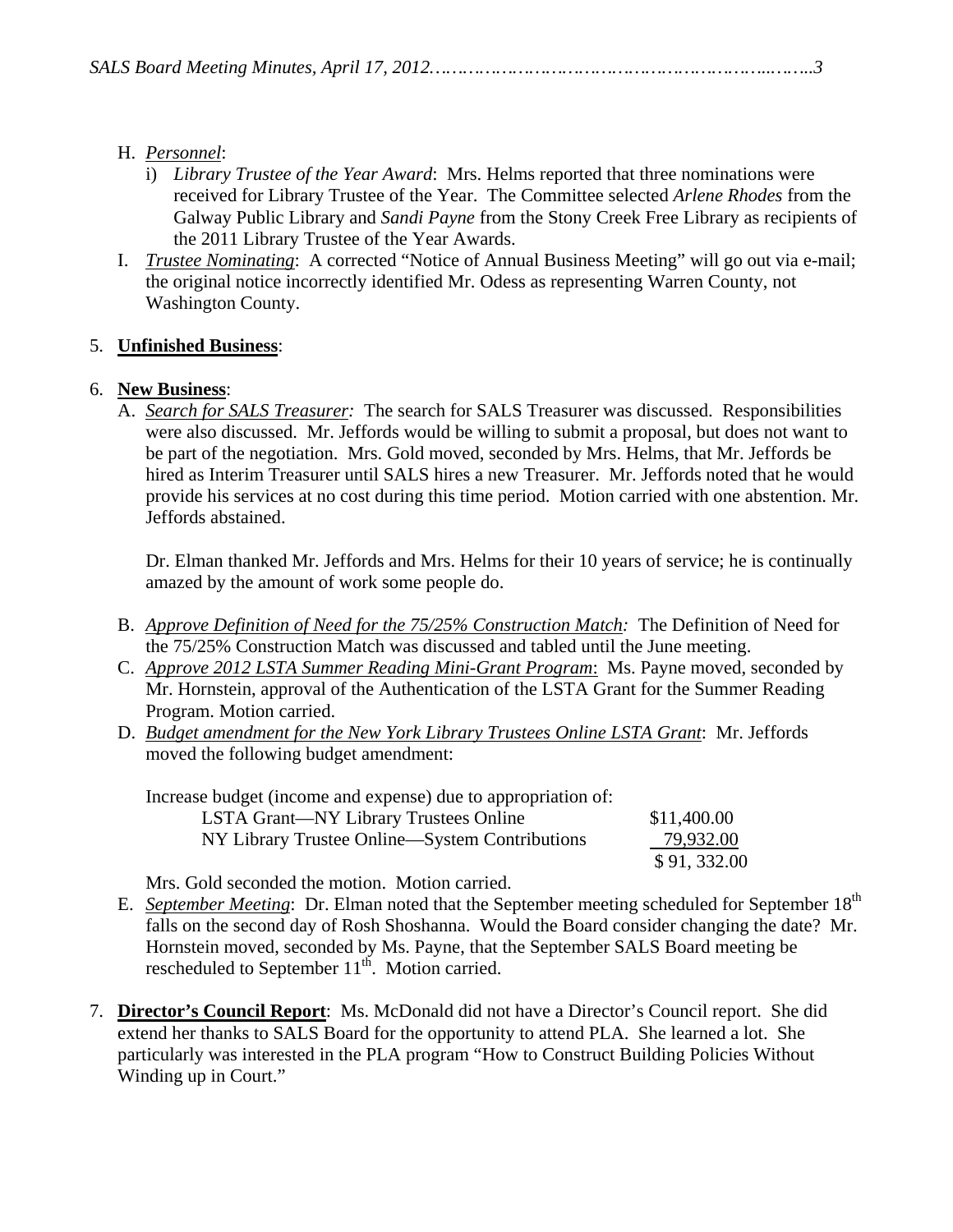H. *Personnel*:
   i) *Library Trustee of the Year Award*: Mrs. Helms reported that three nominations were received for Library Trustee of the Year. The Committee selected *Arlene Rhodes* from the Galway Public Library and *Sandi Payne* from the Stony Creek Free Library as recipients of the 2011 Library Trustee of the Year Awards.

I. *Trustee Nominating*: A corrected "Notice of Annual Business Meeting" will go out via e-mail; the original notice incorrectly identified Mr. Odess as representing Warren County, not Washington County.

5. **Unfinished Business**:

6. **New Business**:

   A. *Search for SALS Treasurer:* The search for SALS Treasurer was discussed. Responsibilities were also discussed. Mr. Jeffords would be willing to submit a proposal, but does not want to be part of the negotiation. Mrs. Gold moved, seconded by Mrs. Helms, that Mr. Jeffords be hired as Interim Treasurer until SALS hires a new Treasurer. Mr. Jeffords noted that he would provide his services at no cost during this time period. Motion carried with one abstention. Mr. Jeffords abstained.

      Dr. Elman thanked Mr. Jeffords and Mrs. Helms for their 10 years of service; he is continually amazed by the amount of work some people do.

   B. *Approve Definition of Need for the 75/25% Construction Match:* The Definition of Need for the 75/25% Construction Match was discussed and tabled until the June meeting.

   C. *Approve 2012 LSTA Summer Reading Mini-Grant Program*: Ms. Payne moved, seconded by Mr. Hornstein, approval of the Authentication of the LSTA Grant for the Summer Reading Program. Motion carried.

   D. *Budget amendment for the New York Library Trustees Online LSTA Grant*: Mr. Jeffords moved the following budget amendment:

      Increase budget (income and expense) due to appropriation of:

      | | |
      |---|---|
      | LSTA Grant—NY Library Trustees Online | $11,400.00 |
      | NY Library Trustee Online—System Contributions | 79,932.00 |
      | | $ 91, 332.00 |

      Mrs. Gold seconded the motion. Motion carried.

   E. *September Meeting*: Dr. Elman noted that the September meeting scheduled for September 18th falls on the second day of Rosh Shoshanna. Would the Board consider changing the date? Mr. Hornstein moved, seconded by Ms. Payne, that the September SALS Board meeting be rescheduled to September 11th. Motion carried.

7. **Director's Council Report**: Ms. McDonald did not have a Director's Council report. She did extend her thanks to SALS Board for the opportunity to attend PLA. She learned a lot. She particularly was interested in the PLA program "How to Construct Building Policies Without Winding up in Court."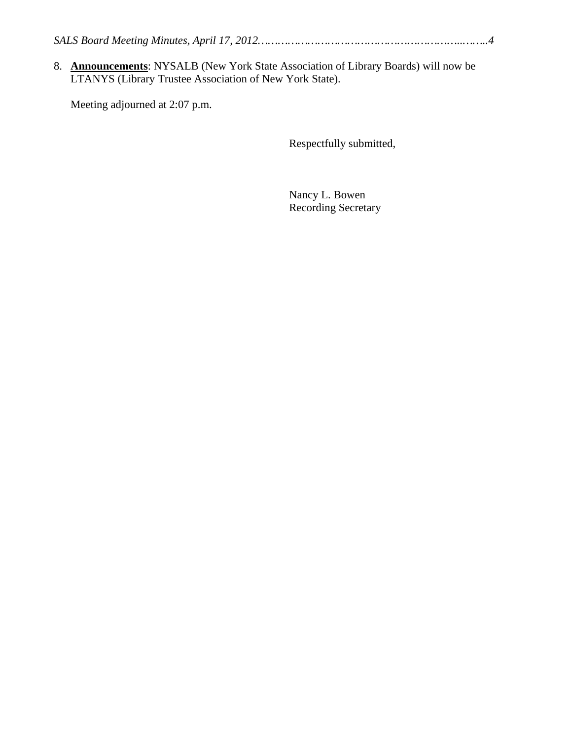8. **Announcements**: NYSALB (New York State Association of Library Boards) will now be LTANYS (Library Trustee Association of New York State).

Meeting adjourned at 2:07 p.m.

Respectfully submitted,

Nancy L. Bowen
Recording Secretary